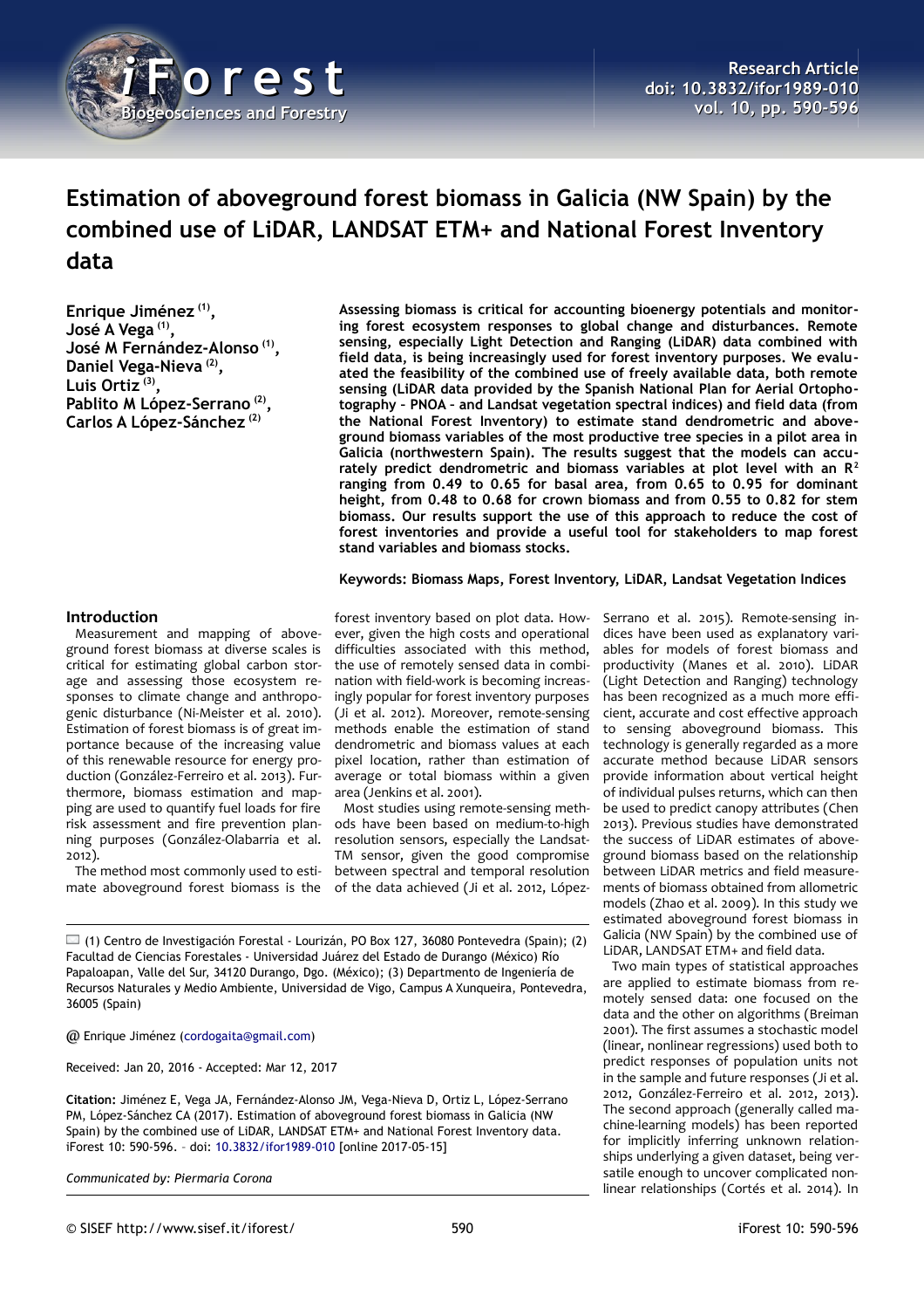# Estimation of aboveground forest biomass in Galicia (NW Spain) by the combined use of LiDAR, LANDSAT ETM+ and National Forest Inventory data

**Enrique Jiménez [(1)], José A Vega [(1)], José M Fernández-Alonso [(1)], Daniel Vega-Nieva [(2)], Luis Ortiz [(3)], Pablito M López-Serrano [(2)], Carlos A López-Sánchez [(2)]**

**Assessing biomass is critical for accounting bioenergy potentials and monitoring forest ecosystem responses to global change and disturbances. Remote sensing, especially Light Detection and Ranging (LiDAR) data combined with field data, is being increasingly used for forest inventory purposes. We evaluated the feasibility of the combined use of freely available data, both remote sensing (LiDAR data provided by the Spanish National Plan for Aerial Ortophotography – PNOA – and Landsat vegetation spectral indices) and field data (from the National Forest Inventory) to estimate stand dendrometric and aboveground biomass variables of the most productive tree species in a pilot area in Galicia (northwestern Spain). The results suggest that the models can accurately predict dendrometric and biomass variables at plot level with an $R^2$ ranging from 0.49 to 0.65 for basal area, from 0.65 to 0.95 for dominant height, from 0.48 to 0.68 for crown biomass and from 0.55 to 0.82 for stem biomass. Our results support the use of this approach to reduce the cost of forest inventories and provide a useful tool for stakeholders to map forest stand variables and biomass stocks.**

**Keywords: Biomass Maps, Forest Inventory, LiDAR, Landsat Vegetation Indices**

## Introduction

Measurement and mapping of aboveground forest biomass at diverse scales is critical for estimating global carbon storage and assessing those ecosystem responses to climate change and anthropogenic disturbance (Ni-Meister et al. 2010). Estimation of forest biomass is of great importance because of the increasing value of this renewable resource for energy production (González-Ferreiro et al. 2013). Furthermore, biomass estimation and mapping are used to quantify fuel loads for fire risk assessment and fire prevention planning purposes (González-Olabarria et al. 2012).

The method most commonly used to estimate aboveground forest biomass is the forest inventory based on plot data. However, given the high costs and operational difficulties associated with this method, the use of remotely sensed data in combination with field-work is becoming increasingly popular for forest inventory purposes (Ji et al. 2012). Moreover, remote-sensing methods enable the estimation of stand dendrometric and biomass values at each pixel location, rather than estimation of average or total biomass within a given area (Jenkins et al. 2001).

Most studies using remote-sensing methods have been based on medium-to-high resolution sensors, especially the Landsat-TM sensor, given the good compromise between spectral and temporal resolution of the data achieved (Ji et al. 2012, López-Serrano et al. 2015). Remote-sensing indices have been used as explanatory variables for models of forest biomass and productivity (Manes et al. 2010). LiDAR (Light Detection and Ranging) technology has been recognized as a much more efficient, accurate and cost effective approach to sensing aboveground biomass. This technology is generally regarded as a more accurate method because LiDAR sensors provide information about vertical height of individual pulses returns, which can then be used to predict canopy attributes (Chen 2013). Previous studies have demonstrated the success of LiDAR estimates of aboveground biomass based on the relationship between LiDAR metrics and field measurements of biomass obtained from allometric models (Zhao et al. 2009). In this study we estimated aboveground forest biomass in Galicia (NW Spain) by the combined use of LiDAR, LANDSAT ETM+ and field data.

Two main types of statistical approaches are applied to estimate biomass from remotely sensed data: one focused on the data and the other on algorithms (Breiman 2001). The first assumes a stochastic model (linear, nonlinear regressions) used both to predict responses of population units not in the sample and future responses (Ji et al. 2012, González-Ferreiro et al. 2012, 2013). The second approach (generally called machine-learning models) has been reported for implicitly inferring unknown relationships underlying a given dataset, being versatile enough to uncover complicated nonlinear relationships (Cortés et al. 2014). In

---

(1) Centro de Investigación Forestal - Lourizán, PO Box 127, 36080 Pontevedra (Spain); (2) Facultad de Ciencias Forestales - Universidad Juárez del Estado de Durango (México) Río Papaloapan, Valle del Sur, 34120 Durango, Dgo. (México); (3) Departmento de Ingeniería de Recursos Naturales y Medio Ambiente, Universidad de Vigo, Campus A Xunqueira, Pontevedra, 36005 (Spain)

@ Enrique Jiménez (cordogaita@gmail.com)

Received: Jan 20, 2016 - Accepted: Mar 12, 2017

**Citation:** Jiménez E, Vega JA, Fernández-Alonso JM, Vega-Nieva D, Ortiz L, López-Serrano PM, López-Sánchez CA (2017). Estimation of aboveground forest biomass in Galicia (NW Spain) by the combined use of LiDAR, LANDSAT ETM+ and National Forest Inventory data. iForest 10: 590-596. – doi: 10.3832/ifor1989-010 [online 2017-05-15]

*Communicated by: Piermaria Corona*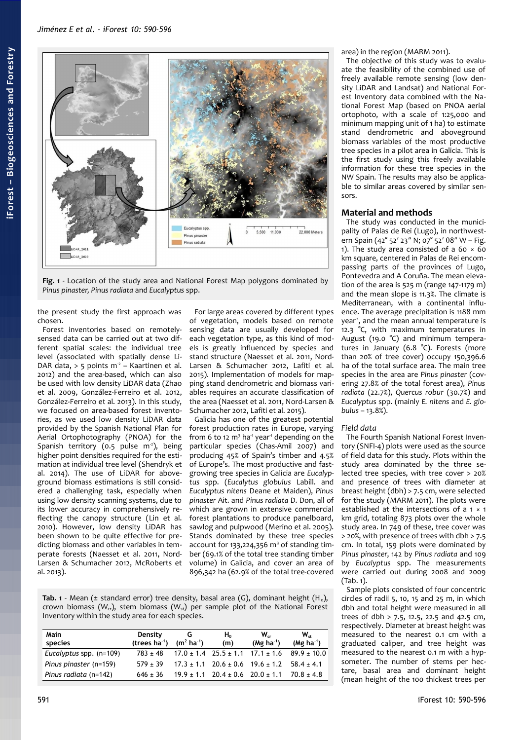Fig. 1 - Location of the study area and National Forest Map polygons dominated by *Pinus pinaster, Pinus radiata* and *Eucalyptus* spp.

the present study the first approach was chosen.

Forest inventories based on remotely-sensed data can be carried out at two different spatial scales: the individual tree level (associated with spatially dense LiDAR data, > 5 points m$^{-2}$ – Kaartinen et al. 2012) and the area-based, which can also be used with low density LiDAR data (Zhao et al. 2009, González-Ferreiro et al. 2012, González-Ferreiro et al. 2013). In this study, we focused on area-based forest inventories, as we used low density LiDAR data provided by the Spanish National Plan for Aerial Ortophotography (PNOA) for the Spanish territory (0.5 pulse m$^{-2}$), being higher point densities required for the estimation at individual tree level (Shendryk et al. 2014). The use of LiDAR for aboveground biomass estimations is still considered a challenging task, especially when using low density scanning systems, due to its lower accuracy in comprehensively reflecting the canopy structure (Lin et al. 2010). However, low density LiDAR has been shown to be quite effective for predicting biomass and other variables in temperate forests (Naesset et al. 2011, Nord-Larsen & Schumacher 2012, McRoberts et al. 2013).

For large areas covered by different types of vegetation, models based on remote sensing data are usually developed for each vegetation type, as this kind of models is greatly influenced by species and stand structure (Naesset et al. 2011, Nord-Larsen & Schumacher 2012, Lafiti et al. 2015). Implementation of models for mapping stand dendrometric and biomass variables requires an accurate classification of the area (Naesset et al. 2011, Nord-Larsen & Schumacher 2012, Lafiti et al. 2015).

Galicia has one of the greatest potential forest production rates in Europe, varying from 6 to 12 m$^3$ ha$^{-1}$ year$^{-1}$ depending on the particular species (Chas-Amil 2007) and producing 45% of Spain's timber and 4.5% of Europe's. The most productive and fast-growing tree species in Galicia are *Eucalyptus* spp. (*Eucalyptus globulus* Labill. and *Eucalyptus nitens* Deane et Maiden), *Pinus pinaster* Ait. and *Pinus radiata* D. Don, all of which are grown in extensive commercial forest plantations to produce panelboard, sawlog and pulpwood (Merino et al. 2005). Stands dominated by these tree species account for 133,224,356 m$^3$ of standing timber (69.1% of the total tree standing timber volume) in Galicia, and cover an area of 896,342 ha (62.9% of the total tree-covered area) in the region (MARM 2011).

The objective of this study was to evaluate the feasibility of the combined use of freely available remote sensing (low density LiDAR and Landsat) and National Forest Inventory data combined with the National Forest Map (based on PNOA aerial ortophoto, with a scale of 1:25,000 and minimum mapping unit of 1 ha) to estimate stand dendrometric and aboveground biomass variables of the most productive tree species in a pilot area in Galicia. This is the first study using this freely available information for these tree species in the NW Spain. The results may also be applicable to similar areas covered by similar sensors.

## Material and methods

The study was conducted in the municipality of Palas de Rei (Lugo), in northwestern Spain (42° 52′ 23″ N; 07° 52′ 08″ W – Fig. 1). The study area consisted of a 60 × 60 km square, centered in Palas de Rei encompassing parts of the provinces of Lugo, Pontevedra and A Coruña. The mean elevation of the area is 525 m (range 147-1179 m) and the mean slope is 11.3%. The climate is Mediterranean, with a continental influence. The average precipitation is 1188 mm year$^{-1}$, and the mean annual temperature is 12.3 °C, with maximum temperatures in August (19.0 °C) and minimum temperatures in January (6.8 °C). Forests (more than 20% of tree cover) occupy 150,396.6 ha of the total surface area. The main tree species in the area are *Pinus pinaster* (covering 27.8% of the total forest area), *Pinus radiata* (22.7%), *Quercus robur* (30.7%) and *Eucalyptus* spp. (mainly *E. nitens* and *E. globulus* – 13.8%).

### Field data

The Fourth Spanish National Forest Inventory (SNFI-4) plots were used as the source of field data for this study. Plots within the study area dominated by the three selected tree species, with tree cover > 20% and presence of trees with diameter at breast height (dbh) > 7.5 cm, were selected for the study (MARM 2011). The plots were established at the intersections of a 1 × 1 km grid, totaling 873 plots over the whole study area. In 749 of these, tree cover was > 20%, with presence of trees with dbh > 7.5 cm. In total, 159 plots were dominated by *Pinus pinaster*, 142 by *Pinus radiata* and 109 by *Eucalyptus* spp. The measurements were carried out during 2008 and 2009 (Tab. 1).

Tab. 1 - Mean (± standard error) tree density, basal area (G), dominant height ($H_0$), crown biomass ($W_{cr}$), stem biomass ($W_{st}$) per sample plot of the National Forest Inventory within the study area for each species.

| Main species | Density (trees ha$^{-1}$) | G (m$^2$ ha$^{-1}$) | $H_0$ (m) | $W_{cr}$ (Mg ha$^{-1}$) | $W_{st}$ (Mg ha$^{-1}$) |
|---|---|---|---|---|---|
| *Eucalyptus* spp. (n=109) | 783 ± 48 | 17.0 ± 1.4 | 25.5 ± 1.1 | 17.1 ± 1.6 | 89.9 ± 10.0 |
| *Pinus pinaster* (n=159) | 579 ± 39 | 17.3 ± 1.1 | 20.6 ± 0.6 | 19.6 ± 1.2 | 58.4 ± 4.1 |
| *Pinus radiata* (n=142) | 646 ± 36 | 19.9 ± 1.1 | 20.4 ± 0.6 | 20.0 ± 1.1 | 70.8 ± 4.8 |

Sample plots consisted of four concentric circles of radii 5, 10, 15 and 25 m, in which dbh and total height were measured in all trees of dbh > 7.5, 12.5, 22.5 and 42.5 cm, respectively. Diameter at breast height was measured to the nearest 0.1 cm with a graduated caliper, and tree height was measured to the nearest 0.1 m with a hypsometer. The number of stems per hectare, basal area and dominant height (mean height of the 100 thickest trees per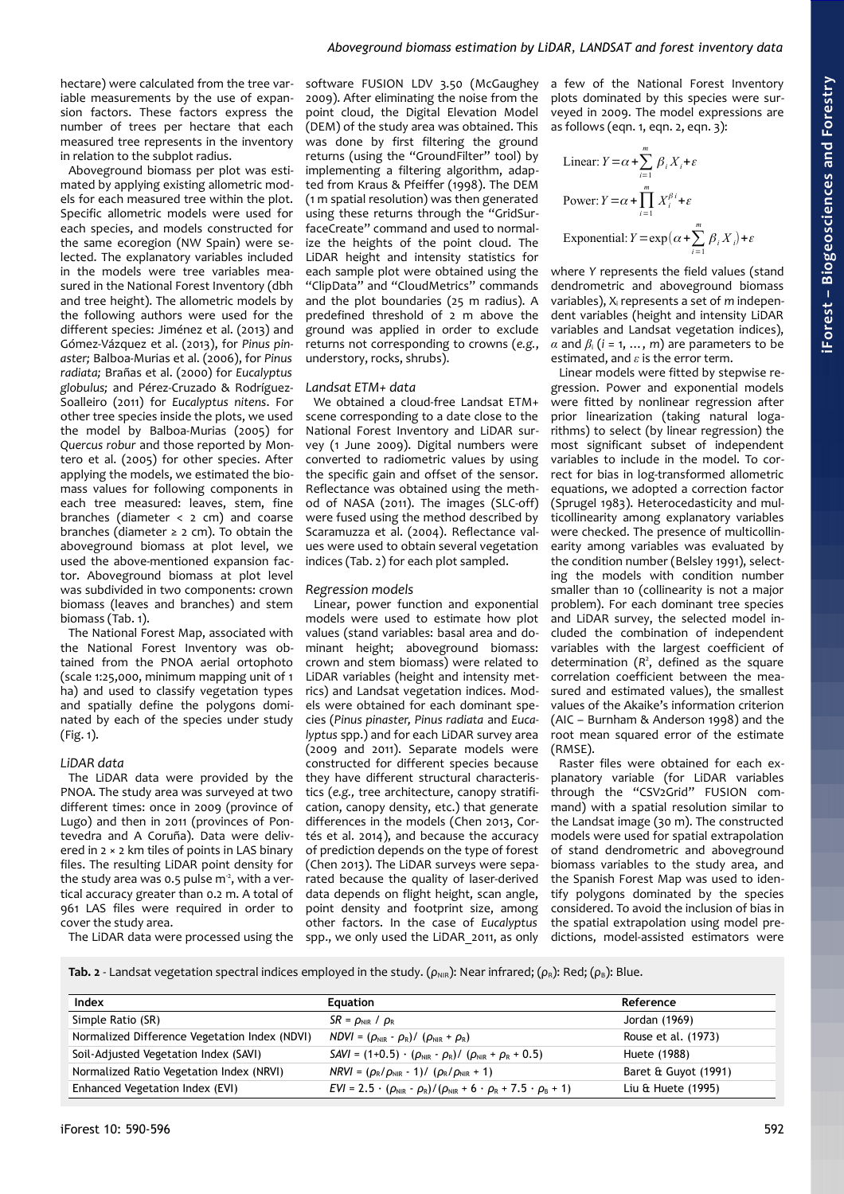hectare) were calculated from the tree variable measurements by the use of expansion factors. These factors express the number of trees per hectare that each measured tree represents in the inventory in relation to the subplot radius.

Aboveground biomass per plot was estimated by applying existing allometric models for each measured tree within the plot. Specific allometric models were used for each species, and models constructed for the same ecoregion (NW Spain) were selected. The explanatory variables included in the models were tree variables measured in the National Forest Inventory (dbh and tree height). The allometric models by the following authors were used for the different species: Jiménez et al. (2013) and Gómez-Vázquez et al. (2013), for *Pinus pinaster;* Balboa-Murias et al. (2006), for *Pinus radiata;* Brañas et al. (2000) for *Eucalyptus globulus;* and Pérez-Cruzado & Rodríguez-Soalleiro (2011) for *Eucalyptus nitens*. For other tree species inside the plots, we used the model by Balboa-Murias (2005) for *Quercus robur* and those reported by Montero et al. (2005) for other species. After applying the models, we estimated the biomass values for following components in each tree measured: leaves, stem, fine branches (diameter < 2 cm) and coarse branches (diameter ≥ 2 cm). To obtain the aboveground biomass at plot level, we used the above-mentioned expansion factor. Aboveground biomass at plot level was subdivided in two components: crown biomass (leaves and branches) and stem biomass (Tab. 1).

The National Forest Map, associated with the National Forest Inventory was obtained from the PNOA aerial ortophoto (scale 1:25,000, minimum mapping unit of 1 ha) and used to classify vegetation types and spatially define the polygons dominated by each of the species under study (Fig. 1).

### *LiDAR data*

The LiDAR data were provided by the PNOA. The study area was surveyed at two different times: once in 2009 (province of Lugo) and then in 2011 (provinces of Pontevedra and A Coruña). Data were delivered in 2 × 2 km tiles of points in LAS binary files. The resulting LiDAR point density for the study area was 0.5 pulse m$^{-2}$, with a vertical accuracy greater than 0.2 m. A total of 961 LAS files were required in order to cover the study area.

The LiDAR data were processed using the software FUSION LDV 3.50 (McGaughey 2009). After eliminating the noise from the point cloud, the Digital Elevation Model (DEM) of the study area was obtained. This was done by first filtering the ground returns (using the "GroundFilter" tool) by implementing a filtering algorithm, adapted from Kraus & Pfeiffer (1998). The DEM (1 m spatial resolution) was then generated using these returns through the "GridSurfaceCreate" command and used to normalize the heights of the point cloud. The LiDAR height and intensity statistics for each sample plot were obtained using the "ClipData" and "CloudMetrics" commands and the plot boundaries (25 m radius). A predefined threshold of 2 m above the ground was applied in order to exclude returns not corresponding to crowns (*e.g.*, understory, rocks, shrubs).

### *Landsat ETM+ data*

We obtained a cloud-free Landsat ETM+ scene corresponding to a date close to the National Forest Inventory and LiDAR survey (1 June 2009). Digital numbers were converted to radiometric values by using the specific gain and offset of the sensor. Reflectance was obtained using the method of NASA (2011). The images (SLC-off) were fused using the method described by Scaramuzza et al. (2004). Reflectance values were used to obtain several vegetation indices (Tab. 2) for each plot sampled.

### *Regression models*

Linear, power function and exponential models were used to estimate how plot values (stand variables: basal area and dominant height; aboveground biomass: crown and stem biomass) were related to LiDAR variables (height and intensity metrics) and Landsat vegetation indices. Models were obtained for each dominant species (*Pinus pinaster, Pinus radiata* and *Eucalyptus* spp.) and for each LiDAR survey area (2009 and 2011). Separate models were constructed for different species because they have different structural characteristics (*e.g.*, tree architecture, canopy stratification, canopy density, etc.) that generate differences in the models (Chen 2013, Cortés et al. 2014), and because the accuracy of prediction depends on the type of forest (Chen 2013). The LiDAR surveys were separated because the quality of laser-derived data depends on flight height, scan angle, point density and footprint size, among other factors. In the case of *Eucalyptus* spp., we only used the LiDAR_2011, as only a few of the National Forest Inventory plots dominated by this species were surveyed in 2009. The model expressions are as follows (eqn. 1, eqn. 2, eqn. 3):

$$\text{Linear: } Y = \alpha + \sum_{i=1}^{m} \beta_i X_i + \varepsilon$$

$$\text{Power: } Y = \alpha + \prod_{i=1}^{m} X_i^{\beta_i} + \varepsilon$$

$$\text{Exponential: } Y = \exp\left(\alpha + \sum_{i=1}^{m} \beta_i X_i\right) + \varepsilon$$

where *Y* represents the field values (stand dendrometric and aboveground biomass variables), $X_i$ represents a set of *m* independent variables (height and intensity LiDAR variables and Landsat vegetation indices), $\alpha$ and $\beta_i$ ($i$ = 1, …, $m$) are parameters to be estimated, and $\varepsilon$ is the error term.

Linear models were fitted by stepwise regression. Power and exponential models were fitted by nonlinear regression after prior linearization (taking natural logarithms) to select (by linear regression) the most significant subset of independent variables to include in the model. To correct for bias in log-transformed allometric equations, we adopted a correction factor (Sprugel 1983). Heterocedasticity and multicollinearity among explanatory variables were checked. The presence of multicollinearity among variables was evaluated by the condition number (Belsley 1991), selecting the models with condition number smaller than 10 (collinearity is not a major problem). For each dominant tree species and LiDAR survey, the selected model included the combination of independent variables with the largest coefficient of determination ($R^2$, defined as the square correlation coefficient between the measured and estimated values), the smallest values of the Akaike's information criterion (AIC – Burnham & Anderson 1998) and the root mean squared error of the estimate (RMSE).

Raster files were obtained for each explanatory variable (for LiDAR variables through the "CSV2Grid" FUSION command) with a spatial resolution similar to the Landsat image (30 m). The constructed models were used for spatial extrapolation of stand dendrometric and aboveground biomass variables to the study area, and the Spanish Forest Map was used to identify polygons dominated by the species considered. To avoid the inclusion of bias in the spatial extrapolation using model predictions, model-assisted estimators were

**Tab. 2** - Landsat vegetation spectral indices employed in the study. ($\rho_{NIR}$): Near infrared; ($\rho_R$): Red; ($\rho_B$): Blue.

| Index | Equation | Reference |
|---|---|---|
| Simple Ratio (SR) | $SR = \rho_{NIR} / \rho_R$ | Jordan (1969) |
| Normalized Difference Vegetation Index (NDVI) | $NDVI = (\rho_{NIR} - \rho_R) / (\rho_{NIR} + \rho_R)$ | Rouse et al. (1973) |
| Soil-Adjusted Vegetation Index (SAVI) | $SAVI = (1+0.5) \cdot (\rho_{NIR} - \rho_R) / (\rho_{NIR} + \rho_R + 0.5)$ | Huete (1988) |
| Normalized Ratio Vegetation Index (NRVI) | $NRVI = (\rho_R/\rho_{NIR} - 1) / (\rho_R/\rho_{NIR} + 1)$ | Baret & Guyot (1991) |
| Enhanced Vegetation Index (EVI) | $EVI = 2.5 \cdot (\rho_{NIR} - \rho_R) / (\rho_{NIR} + 6 \cdot \rho_R + 7.5 \cdot \rho_B + 1)$ | Liu & Huete (1995) |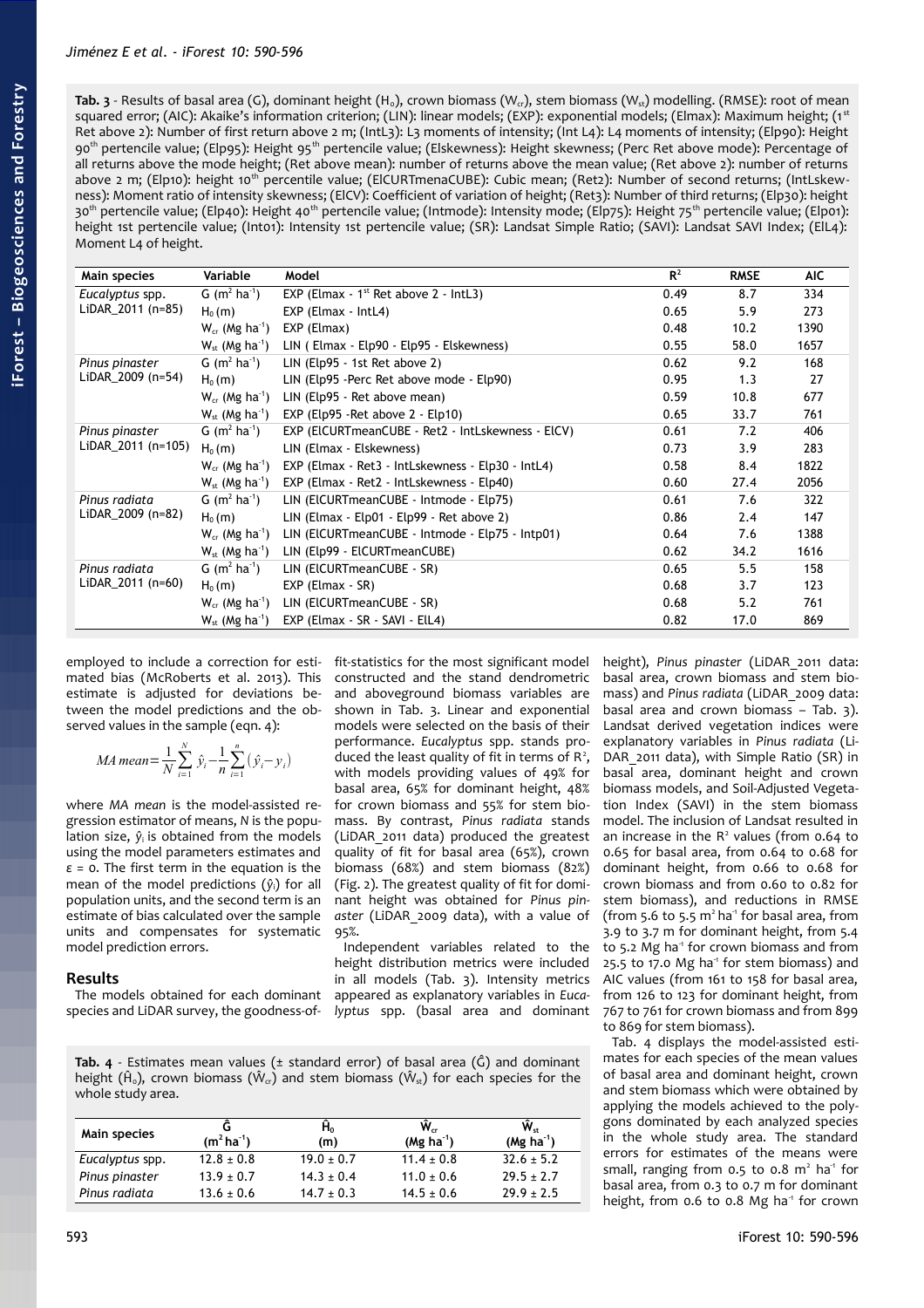**Tab. 3** - Results of basal area (G), dominant height ($H_0$), crown biomass ($W_{cr}$), stem biomass ($W_{st}$) modelling. (RMSE): root of mean squared error; (AIC): Akaike's information criterion; (LIN): linear models; (EXP): exponential models; (Elmax): Maximum height; (1st Ret above 2): Number of first return above 2 m; (IntL3): L3 moments of intensity; (Int L4): L4 moments of intensity; (Elp90): Height 90th pertencile value; (Elp95): Height 95th pertencile value; (Elskewness): Height skewness; (Perc Ret above mode): Percentage of all returns above the mode height; (Ret above mean): number of returns above the mean value; (Ret above 2): number of returns above 2 m; (Elp10): height 10th percentile value; (ElCURTmenaCUBE): Cubic mean; (Ret2): Number of second returns; (IntLskewness): Moment ratio of intensity skewness; (ElCV): Coefficient of variation of height; (Ret3): Number of third returns; (Elp30): height 30th pertencile value; (Elp40): Height 40th pertencile value; (Intmode): Intensity mode; (Elp75): Height 75th pertencile value; (Elp01): height 1st pertencile value; (Int01): Intensity 1st pertencile value; (SR): Landsat Simple Ratio; (SAVI): Landsat SAVI Index; (ElL4): Moment L4 of height.

| Main species | Variable | Model | $R^2$ | RMSE | AIC |
|---|---|---|---|---|---|
| *Eucalyptus* spp. LiDAR_2011 (n=85) | G ($m^2$ $ha^{-1}$) | EXP (Elmax - 1st Ret above 2 - IntL3) | 0.49 | 8.7 | 334 |
| | $H_0$ (m) | EXP (Elmax - IntL4) | 0.65 | 5.9 | 273 |
| | $W_{cr}$ (Mg $ha^{-1}$) | EXP (Elmax) | 0.48 | 10.2 | 1390 |
| | $W_{st}$ (Mg $ha^{-1}$) | LIN ( Elmax - Elp90 - Elp95 - Elskewness) | 0.55 | 58.0 | 1657 |
| *Pinus pinaster* LiDAR_2009 (n=54) | G ($m^2$ $ha^{-1}$) | LIN (Elp95 - 1st Ret above 2) | 0.62 | 9.2 | 168 |
| | $H_0$ (m) | LIN (Elp95 -Perc Ret above mode - Elp90) | 0.95 | 1.3 | 27 |
| | $W_{cr}$ (Mg $ha^{-1}$) | LIN (Elp95 - Ret above mean) | 0.59 | 10.8 | 677 |
| | $W_{st}$ (Mg $ha^{-1}$) | EXP (Elp95 -Ret above 2 - Elp10) | 0.65 | 33.7 | 761 |
| *Pinus pinaster* LiDAR_2011 (n=105) | G ($m^2$ $ha^{-1}$) | EXP (ElCURTmeanCUBE - Ret2 - IntLskewness - ElCV) | 0.61 | 7.2 | 406 |
| | $H_0$ (m) | LIN (Elmax - Elskewness) | 0.73 | 3.9 | 283 |
| | $W_{cr}$ (Mg $ha^{-1}$) | EXP (Elmax - Ret3 - IntLskewness - Elp30 - IntL4) | 0.58 | 8.4 | 1822 |
| | $W_{st}$ (Mg $ha^{-1}$) | EXP (Elmax - Ret2 - IntLskewness - Elp40) | 0.60 | 27.4 | 2056 |
| *Pinus radiata* LiDAR_2009 (n=82) | G ($m^2$ $ha^{-1}$) | LIN (ElCURTmeanCUBE - Intmode - Elp75) | 0.61 | 7.6 | 322 |
| | $H_0$ (m) | LIN (Elmax - Elp01 - Elp99 - Ret above 2) | 0.86 | 2.4 | 147 |
| | $W_{cr}$ (Mg $ha^{-1}$) | LIN (ElCURTmeanCUBE - Intmode - Elp75 - Intp01) | 0.64 | 7.6 | 1388 |
| | $W_{st}$ (Mg $ha^{-1}$) | LIN (Elp99 - ElCURTmeanCUBE) | 0.62 | 34.2 | 1616 |
| *Pinus radiata* LiDAR_2011 (n=60) | G ($m^2$ $ha^{-1}$) | LIN (ElCURTmeanCUBE - SR) | 0.65 | 5.5 | 158 |
| | $H_0$ (m) | EXP (Elmax - SR) | 0.68 | 3.7 | 123 |
| | $W_{cr}$ (Mg $ha^{-1}$) | LIN (ElCURTmeanCUBE - SR) | 0.68 | 5.2 | 761 |
| | $W_{st}$ (Mg $ha^{-1}$) | EXP (Elmax - SR - SAVI - ElL4) | 0.82 | 17.0 | 869 |

employed to include a correction for estimated bias (McRoberts et al. 2013). This estimate is adjusted for deviations between the model predictions and the observed values in the sample (eqn. 4):

$$MA\ mean=\frac{1}{N}\sum_{i=1}^{N}\hat{y}_i-\frac{1}{n}\sum_{i=1}^{n}(\hat{y}_i-y_i)$$

where *MA mean* is the model-assisted regression estimator of means, *N* is the population size, $\hat{y}_i$ is obtained from the models using the model parameters estimates and $\varepsilon = 0$. The first term in the equation is the mean of the model predictions ($\hat{y}_i$) for all population units, and the second term is an estimate of bias calculated over the sample units and compensates for systematic model prediction errors.

## Results

The models obtained for each dominant species and LiDAR survey, the goodness-of-fit-statistics for the most significant model constructed and the stand dendrometric and aboveground biomass variables are shown in Tab. 3. Linear and exponential models were selected on the basis of their performance. *Eucalyptus* spp. stands produced the least quality of fit in terms of $R^2$, with models providing values of 49% for basal area, 65% for dominant height, 48% for crown biomass and 55% for stem biomass. By contrast, *Pinus radiata* stands (LiDAR_2011 data) produced the greatest quality of fit for basal area (65%), crown biomass (68%) and stem biomass (82%) (Fig. 2). The greatest quality of fit for dominant height was obtained for *Pinus pinaster* (LiDAR_2009 data), with a value of 95%.

Independent variables related to the height distribution metrics were included in all models (Tab. 3). Intensity metrics appeared as explanatory variables in *Eucalyptus* spp. (basal area and dominant height), *Pinus pinaster* (LiDAR_2011 data: basal area, crown biomass and stem biomass) and *Pinus radiata* (LiDAR_2009 data: basal area and crown biomass – Tab. 3). Landsat derived vegetation indices were explanatory variables in *Pinus radiata* (LiDAR_2011 data), with Simple Ratio (SR) in basal area, dominant height and crown biomass models, and Soil-Adjusted Vegetation Index (SAVI) in the stem biomass model. The inclusion of Landsat resulted in an increase in the $R^2$ values (from 0.64 to 0.65 for basal area, from 0.64 to 0.68 for dominant height, from 0.66 to 0.68 for crown biomass and from 0.60 to 0.82 for stem biomass), and reductions in RMSE (from 5.6 to 5.5 $m^2$ $ha^{-1}$ for basal area, from 3.9 to 3.7 m for dominant height, from 5.4 to 5.2 Mg $ha^{-1}$ for crown biomass and from 25.5 to 17.0 Mg $ha^{-1}$ for stem biomass) and AIC values (from 161 to 158 for basal area, from 126 to 123 for dominant height, from 767 to 761 for crown biomass and from 899 to 869 for stem biomass).

Tab. 4 displays the model-assisted estimates for each species of the mean values of basal area and dominant height, crown and stem biomass which were obtained by applying the models achieved to the polygons dominated by each analyzed species in the whole study area. The standard errors for estimates of the means were small, ranging from 0.5 to 0.8 $m^2$ $ha^{-1}$ for basal area, from 0.3 to 0.7 m for dominant height, from 0.6 to 0.8 Mg $ha^{-1}$ for crown

**Tab. 4** - Estimates mean values (± standard error) of basal area ($\hat{G}$) and dominant height ($\hat{H}_0$), crown biomass ($\hat{W}_{cr}$) and stem biomass ($\hat{W}_{st}$) for each species for the whole study area.

| Main species | $\hat{G}$ ($m^2$ $ha^{-1}$) | $\hat{H}_0$ (m) | $\hat{W}_{cr}$ (Mg $ha^{-1}$) | $\hat{W}_{st}$ (Mg $ha^{-1}$) |
|---|---|---|---|---|
| *Eucalyptus* spp. | 12.8 ± 0.8 | 19.0 ± 0.7 | 11.4 ± 0.8 | 32.6 ± 5.2 |
| *Pinus pinaster* | 13.9 ± 0.7 | 14.3 ± 0.4 | 11.0 ± 0.6 | 29.5 ± 2.7 |
| *Pinus radiata* | 13.6 ± 0.6 | 14.7 ± 0.3 | 14.5 ± 0.6 | 29.9 ± 2.5 |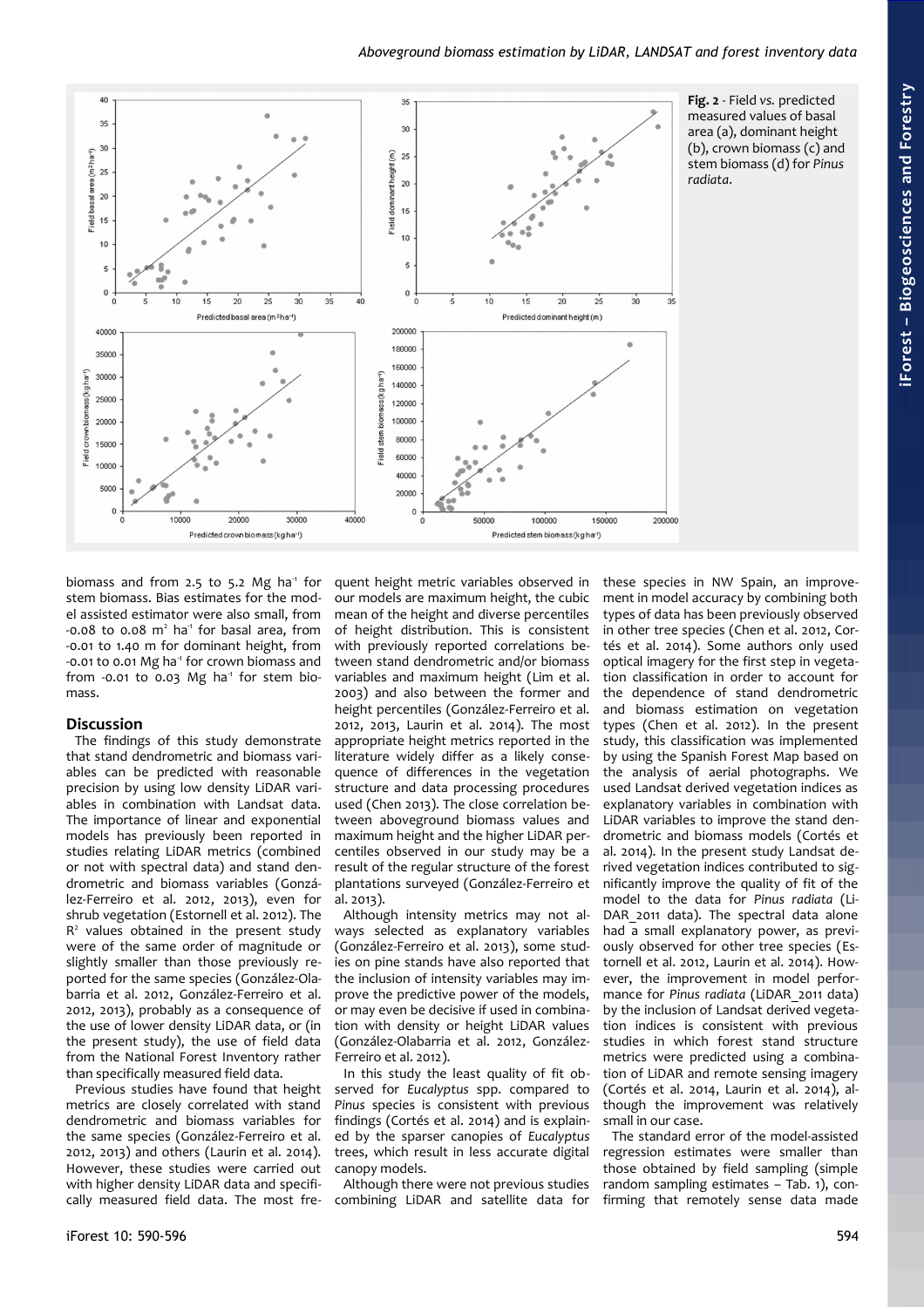Fig. 2 - Field *vs.* predicted measured values of basal area (a), dominant height (b), crown biomass (c) and stem biomass (d) for *Pinus radiata*.

biomass and from 2.5 to 5.2 Mg ha$^{-1}$ for stem biomass. Bias estimates for the model assisted estimator were also small, from -0.08 to 0.08 m$^2$ ha$^{-1}$ for basal area, from -0.01 to 1.40 m for dominant height, from -0.01 to 0.01 Mg ha$^{-1}$ for crown biomass and from -0.01 to 0.03 Mg ha$^{-1}$ for stem biomass.

## Discussion

The findings of this study demonstrate that stand dendrometric and biomass variables can be predicted with reasonable precision by using low density LiDAR variables in combination with Landsat data. The importance of linear and exponential models has previously been reported in studies relating LiDAR metrics (combined or not with spectral data) and stand dendrometric and biomass variables (González-Ferreiro et al. 2012, 2013), even for shrub vegetation (Estornell et al. 2012). The $R^2$ values obtained in the present study were of the same order of magnitude or slightly smaller than those previously reported for the same species (González-Olabarria et al. 2012, González-Ferreiro et al. 2012, 2013), probably as a consequence of the use of lower density LiDAR data, or (in the present study), the use of field data from the National Forest Inventory rather than specifically measured field data.

Previous studies have found that height metrics are closely correlated with stand dendrometric and biomass variables for the same species (González-Ferreiro et al. 2012, 2013) and others (Laurin et al. 2014). However, these studies were carried out with higher density LiDAR data and specifically measured field data. The most frequent height metric variables observed in our models are maximum height, the cubic mean of the height and diverse percentiles of height distribution. This is consistent with previously reported correlations between stand dendrometric and/or biomass variables and maximum height (Lim et al. 2003) and also between the former and height percentiles (González-Ferreiro et al. 2012, 2013, Laurin et al. 2014). The most appropriate height metrics reported in the literature widely differ as a likely consequence of differences in the vegetation structure and data processing procedures used (Chen 2013). The close correlation between aboveground biomass values and maximum height and the higher LiDAR percentiles observed in our study may be a result of the regular structure of the forest plantations surveyed (González-Ferreiro et al. 2013).

Although intensity metrics may not always selected as explanatory variables (González-Ferreiro et al. 2013), some studies on pine stands have also reported that the inclusion of intensity variables may improve the predictive power of the models, or may even be decisive if used in combination with density or height LiDAR values (González-Olabarria et al. 2012, González-Ferreiro et al. 2012).

In this study the least quality of fit observed for *Eucalyptus* spp. compared to *Pinus* species is consistent with previous findings (Cortés et al. 2014) and is explained by the sparser canopies of *Eucalyptus* trees, which result in less accurate digital canopy models.

Although there were not previous studies combining LiDAR and satellite data for these species in NW Spain, an improvement in model accuracy by combining both types of data has been previously observed in other tree species (Chen et al. 2012, Cortés et al. 2014). Some authors only used optical imagery for the first step in vegetation classification in order to account for the dependence of stand dendrometric and biomass estimation on vegetation types (Chen et al. 2012). In the present study, this classification was implemented by using the Spanish Forest Map based on the analysis of aerial photographs. We used Landsat derived vegetation indices as explanatory variables in combination with LiDAR variables to improve the stand dendrometric and biomass models (Cortés et al. 2014). In the present study Landsat derived vegetation indices contributed to significantly improve the quality of fit of the model to the data for *Pinus radiata* (LiDAR_2011 data). The spectral data alone had a small explanatory power, as previously observed for other tree species (Estornell et al. 2012, Laurin et al. 2014). However, the improvement in model performance for *Pinus radiata* (LiDAR_2011 data) by the inclusion of Landsat derived vegetation indices is consistent with previous studies in which forest stand structure metrics were predicted using a combination of LiDAR and remote sensing imagery (Cortés et al. 2014, Laurin et al. 2014), although the improvement was relatively small in our case.

The standard error of the model-assisted regression estimates were smaller than those obtained by field sampling (simple random sampling estimates – Tab. 1), confirming that remotely sense data made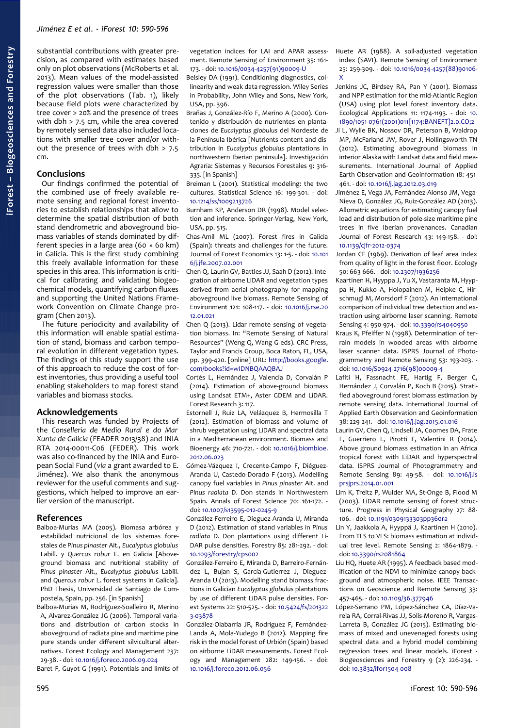substantial contributions with greater precision, as compared with estimates based only on plot observations (McRoberts et al. 2013). Mean values of the model-assisted regression values were smaller than those of the plot observations (Tab. 1), likely because field plots were characterized by tree cover > 20% and the presence of trees with dbh > 7.5 cm, while the area covered by remotely sensed data also included locations with smaller tree cover and/or without the presence of trees with dbh > 7.5 cm.

## Conclusions

Our findings confirmed the potential of the combined use of freely available remote sensing and regional forest inventories to establish relationships that allow to determine the spatial distribution of both stand dendrometric and aboveground biomass variables of stands dominated by different species in a large area (60 × 60 km) in Galicia. This is the first study combining this freely available information for these species in this area. This information is critical for calibrating and validating biogeochemical models, quantifying carbon fluxes and supporting the United Nations Framework Convention on Climate Change program (Chen 2013).

The future periodicity and availability of this information will enable spatial estimation of stand, biomass and carbon temporal evolution in different vegetation types. The findings of this study support the use of this approach to reduce the cost of forest inventories, thus providing a useful tool enabling stakeholders to map forest stand variables and biomass stocks.

## Acknowledgements

This research was funded by Projects of the *Conselleria de Medio Rural e do Mar Xunta de Galicia* (FEADER 2013/38) and INIA RTA 2014-00011-C06 (FEDER). This work was also co-financed by the INIA and European Social Fund (*via* a grant awarded to E. Jiménez). We also thank the anonymous reviewer for the useful comments and suggestions, which helped to improve an earlier version of the manuscript.

## References

Balboa-Murias MA (2005). Biomasa arbórea y estabilidad nutricional de los sistemas forestales de *Pinus pinaster* Ait., *Eucalyptus globulus* Labill. y *Quercus robur* L. en Galicia [Aboveground biomass and nutritional stability of *Pinus pinaster* Ait., *Eucalyptus globulus* Labill. and *Quercus robur* L. forest systems in Galicia]. PhD Thesis, Universidad de Santiago de Compostela, Spain, pp. 256. [in Spanish]

Balboa-Murias M, Rodríguez-Soalleiro R, Merino A, Alvarez-González JG (2006). Temporal variations and distribution of carbon stocks in aboveground of radiata pine and maritime pine pure stands under different silvicultural alternatives. Forest Ecology and Management 237: 29-38. - doi: 10.1016/j.foreco.2006.09.024

Baret F, Guyot G (1991). Potentials and limits of vegetation indices for LAI and APAR assessment. Remote Sensing of Environment 35: 161-173. - doi: 10.1016/0034-4257(91)90009-U

Belsley DA (1991). Conditioning diagnostics, collinearity and weak data regression. Wiley Series in Probability, John Wiley and Sons, New York, USA, pp. 396.

Brañas J, González-Río F, Merino A (2000). Contenido y distribución de nutrientes en plantaciones de *Eucalyptus globulus* del Nordeste de la Península Ibérica [Nutrients content and distribution in *Eucalyptus globulus* plantations in northwestern Iberian peninsula]. Investigación Agraria: Sistemas y Recursos Forestales 9: 316-335. [in Spanish]

Breiman L (2001). Statistical modeling: the two cultures. Statistical Science 16: 199-301. - doi: 10.1214/ss/1009213726

Burnham KP, Anderson DR (1998). Model selection and inference. Springer-Verlag, New York, USA, pp. 515.

Chas-Amil ML (2007). Forest fires in Galicia (Spain): threats and challenges for the future. Journal of Forest Economics 13: 1-5. - doi: 10.1016/j.jfe.2007.02.001

Chen Q, Laurin GV, Battles JJ, Saah D (2012). Integration of airborne LiDAR and vegetation types derived from aerial photography for mapping aboveground live biomass. Remote Sensing of Environment 121: 108-117. - doi: 10.1016/j.rse.2012.01.021

Chen Q (2013). Lidar remote sensing of vegetation biomass. In: "Remote Sensing of Natural Resources" (Weng Q, Wang G eds). CRC Press, Taylor and Francis Group, Boca Raton, FL, USA, pp. 399-420. [online] URL: http://books.google.com/books?id=wIDNBQAAQBAJ

Cortés L, Hernández J, Valencia D, Corvalán P (2014). Estimation of above-ground biomass using Landsat ETM+, Aster GDEM and LiDAR. Forest Research 3: 117.

Estornell J, Ruiz LA, Velázquez B, Hermosilla T (2012). Estimation of biomass and volume of shrub vegetation using LiDAR and spectral data in a Mediterranean environment. Biomass and Bioenergy 46: 710-721. - doi: 10.1016/j.biombioe.2012.06.023

Gómez-Vázquez I, Crecente-Campo F, Diéguez-Aranda U, Castedo-Dorado F (2013). Modelling canopy fuel variables in *Pinus pinaster* Ait. and *Pinus radiata* D. Don stands in Northwestern Spain. Annals of Forest Science 70: 161-172. - doi: 10.1007/s13595-012-0245-9

González-Ferreiro E, Dieguez-Aranda U, Miranda D (2012). Estimation of stand variables in *Pinus radiata* D. Don plantations using different LiDAR pulse densities. Forestry 85: 281-292. - doi: 10.1093/forestry/cps002

González-Ferreiro E, Miranda D, Barreiro-Fernández L, Bujan S, García-Gutierrez J, Dieguez-Aranda U (2013). Modelling stand biomass fractions in Galician *Eucalyptus globulus* plantations by use of different LiDAR pulse densities. Forest Systems 22: 510-525. - doi: 10.5424/fs/2013223-03878

González-Olabarria JR, Rodríguez F, Fernández-Landa A, Mola-Yudego B (2012). Mapping fire risk in the model forest of Urbión (Spain) based on airborne LiDAR measurements. Forest Ecology and Management 282: 149-156. - doi: 10.1016/j.foreco.2012.06.056

Huete AR (1988). A soil-adjusted vegetation index (SAVI). Remote Sensing of Environment 25: 259-309. - doi: 10.1016/0034-4257(88)90106-X

Jenkins JC, Birdsey RA, Pan Y (2001). Biomass and NPP estimation for the mid-Atlantic Region (USA) using plot level forest inventory data. Ecological Applications 11: 1174-1193. - doi: 10.1890/1051-0761(2001)011[1174:BANEFT]2.0.CO;2

Ji L, Wylie BK, Nossov DR, Peterson B, Waldrop MP, McFarland JW, Rover J, Hollingsworth TN (2012). Estimating aboveground biomass in interior Alaska with Landsat data and field measurements. International Journal of Applied Earth Observation and Geoinformation 18: 451-461. - doi: 10.1016/j.jag.2012.03.019

Jiménez E, Vega JA, Fernández-Alonso JM, Vega-Nieva D, González JG, Ruiz-González AD (2013). Allometric equations for estimating canopy fuel load and distribution of pole-size maritime pine trees in five Iberian provenances. Canadian Journal of Forest Research 43: 149-158. - doi: 10.1139/cjfr-2012-0374

Jordan CF (1969). Derivation of leaf area index from quality of light in the forest floor. Ecology 50: 663-666. - doi: 10.2307/1936256

Kaartinen H, Hyyppa J, Yu X, Vastaranta M, Hyyppa H, Kukko A, Holopainen M, Heipke C, Hirschmugl M, Morsdorf F (2012). An international comparison of individual tree detection and extraction using airborne laser scanning. Remote Sensing 4: 950-974. - doi: 10.3390/rs4040950

Kraus K, Pfeiffer N (1998). Determination of terrain models in wooded areas with airborne laser scanner data. ISPRS Journal of Photogrammetry and Remote Sensing 53: 193-203. - doi: 10.1016/S0924-2716(98)00009-4

Lafiti H, Fassnacht FE, Hartig F, Berger C, Hernández J, Corvalán P, Koch B (2015). Stratified aboveground forest biomass estimation by remote sensing data. International Journal of Applied Earth Observation and Geoinformation 38: 229-241. - doi: 10.1016/j.jag.2015.01.016

Laurin GV, Chen Q, Lindsell JA, Coomes DA, Frate F, Guerriero L, Pirotti F, Valentini R (2014). Above ground biomass estimation in an Africa tropical forest with LiDAR and hyperspectral data. ISPRS Journal of Photogrammetry and Remote Sensing 89: 49-58. - doi: 10.1016/j.isprsjprs.2014.01.001

Lim K, Treitz P, Wulder MA, St-Onge B, Flood M (2003). LiDAR remote sensing of forest structure. Progress in Physical Geography 27: 88-106. - doi: 10.1191/0309133303pp360ra

Lin Y, Jaakkola A, Hyyppä J, Kaartinen H (2010). From TLS to VLS: biomass estimation at individual tree level. Remote Sensing 2: 1864-1879. - doi: 10.3390/rs2081864

Liu HQ, Huete AR (1995). A feedback based modification of the NDVI to minimize canopy background and atmospheric noise. IEEE Transactions on Geoscience and Remote Sensing 33: 457-465. - doi: 10.1109/36.377946

López-Serrano PM, López-Sánchez CA, Díaz-Varela RA, Corral-Rivas JJ, Solís-Moreno R, Vargas-Larreta B, González JG (2015). Estimating biomass of mixed and unevenaged forests using spectral data and a hybrid model combining regression trees and linear models. iForest - Biogeosciences and Forestry 9 (2): 226-234. - doi: 10.3832/ifor1504-008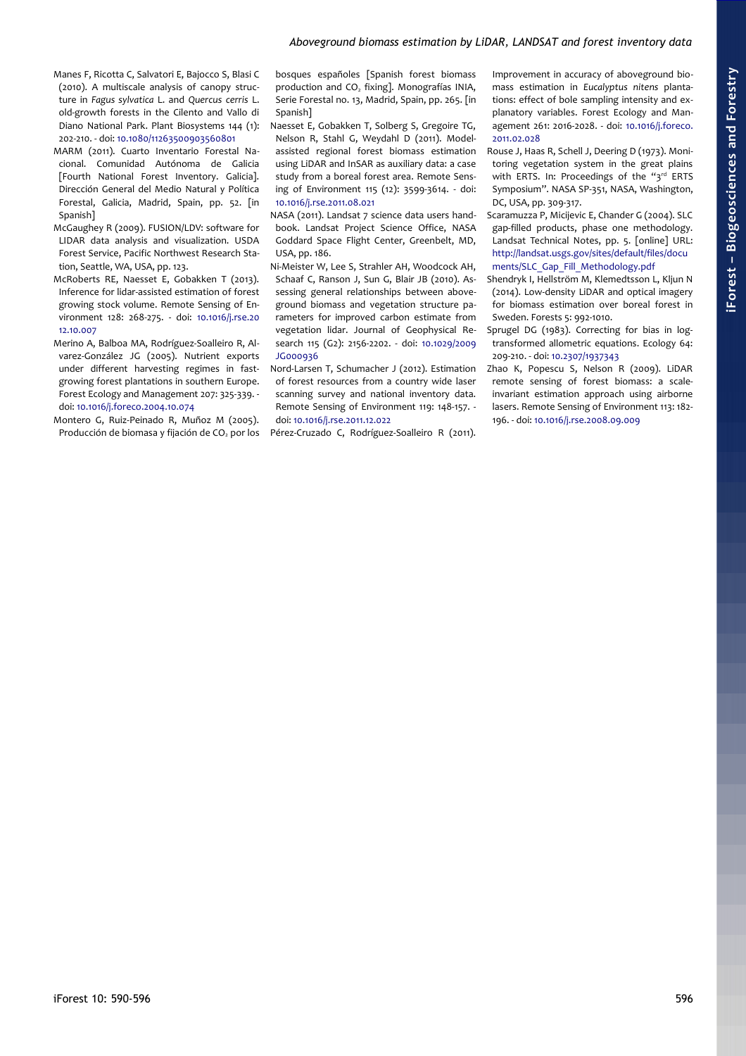Manes F, Ricotta C, Salvatori E, Bajocco S, Blasi C (2010). A multiscale analysis of canopy structure in *Fagus sylvatica* L. and *Quercus cerris* L. old-growth forests in the Cilento and Vallo di Diano National Park. Plant Biosystems 144 (1): 202-210. - doi: 10.1080/11263500903560801

MARM (2011). Cuarto Inventario Forestal Nacional. Comunidad Autónoma de Galicia [Fourth National Forest Inventory. Galicia]. Dirección General del Medio Natural y Política Forestal, Galicia, Madrid, Spain, pp. 52. [in Spanish]

McGaughey R (2009). FUSION/LDV: software for LIDAR data analysis and visualization. USDA Forest Service, Pacific Northwest Research Station, Seattle, WA, USA, pp. 123.

McRoberts RE, Naesset E, Gobakken T (2013). Inference for lidar-assisted estimation of forest growing stock volume. Remote Sensing of Environment 128: 268-275. - doi: 10.1016/j.rse.2012.10.007

Merino A, Balboa MA, Rodríguez-Soalleiro R, Alvarez-González JG (2005). Nutrient exports under different harvesting regimes in fast-growing forest plantations in southern Europe. Forest Ecology and Management 207: 325-339. - doi: 10.1016/j.foreco.2004.10.074

Montero G, Ruiz-Peinado R, Muñoz M (2005). Producción de biomasa y fijación de $CO_2$ por los bosques españoles [Spanish forest biomass production and $CO_2$ fixing]. Monografías INIA, Serie Forestal no. 13, Madrid, Spain, pp. 265. [in Spanish]

Naesset E, Gobakken T, Solberg S, Gregoire TG, Nelson R, Stahl G, Weydahl D (2011). Model-assisted regional forest biomass estimation using LiDAR and InSAR as auxiliary data: a case study from a boreal forest area. Remote Sensing of Environment 115 (12): 3599-3614. - doi: 10.1016/j.rse.2011.08.021

NASA (2011). Landsat 7 science data users handbook. Landsat Project Science Office, NASA Goddard Space Flight Center, Greenbelt, MD, USA, pp. 186.

Ni-Meister W, Lee S, Strahler AH, Woodcock AH, Schaaf C, Ranson J, Sun G, Blair JB (2010). Assessing general relationships between aboveground biomass and vegetation structure parameters for improved carbon estimate from vegetation lidar. Journal of Geophysical Research 115 (G2): 2156-2202. - doi: 10.1029/2009JG000936

Nord-Larsen T, Schumacher J (2012). Estimation of forest resources from a country wide laser scanning survey and national inventory data. Remote Sensing of Environment 119: 148-157. - doi: 10.1016/j.rse.2011.12.022

Pérez-Cruzado C, Rodríguez-Soalleiro R (2011). Improvement in accuracy of aboveground biomass estimation in *Eucalyptus nitens* plantations: effect of bole sampling intensity and explanatory variables. Forest Ecology and Management 261: 2016-2028. - doi: 10.1016/j.foreco.2011.02.028

Rouse J, Haas R, Schell J, Deering D (1973). Monitoring vegetation system in the great plains with ERTS. In: Proceedings of the "3rd ERTS Symposium". NASA SP-351, NASA, Washington, DC, USA, pp. 309-317.

Scaramuzza P, Micijevic E, Chander G (2004). SLC gap-filled products, phase one methodology. Landsat Technical Notes, pp. 5. [online] URL: http://landsat.usgs.gov/sites/default/files/documents/SLC_Gap_Fill_Methodology.pdf

Shendryk I, Hellström M, Klemedtsson L, Kljun N (2014). Low-density LiDAR and optical imagery for biomass estimation over boreal forest in Sweden. Forests 5: 992-1010.

Sprugel DG (1983). Correcting for bias in log-transformed allometric equations. Ecology 64: 209-210. - doi: 10.2307/1937343

Zhao K, Popescu S, Nelson R (2009). LiDAR remote sensing of forest biomass: a scale-invariant estimation approach using airborne lasers. Remote Sensing of Environment 113: 182-196. - doi: 10.1016/j.rse.2008.09.009